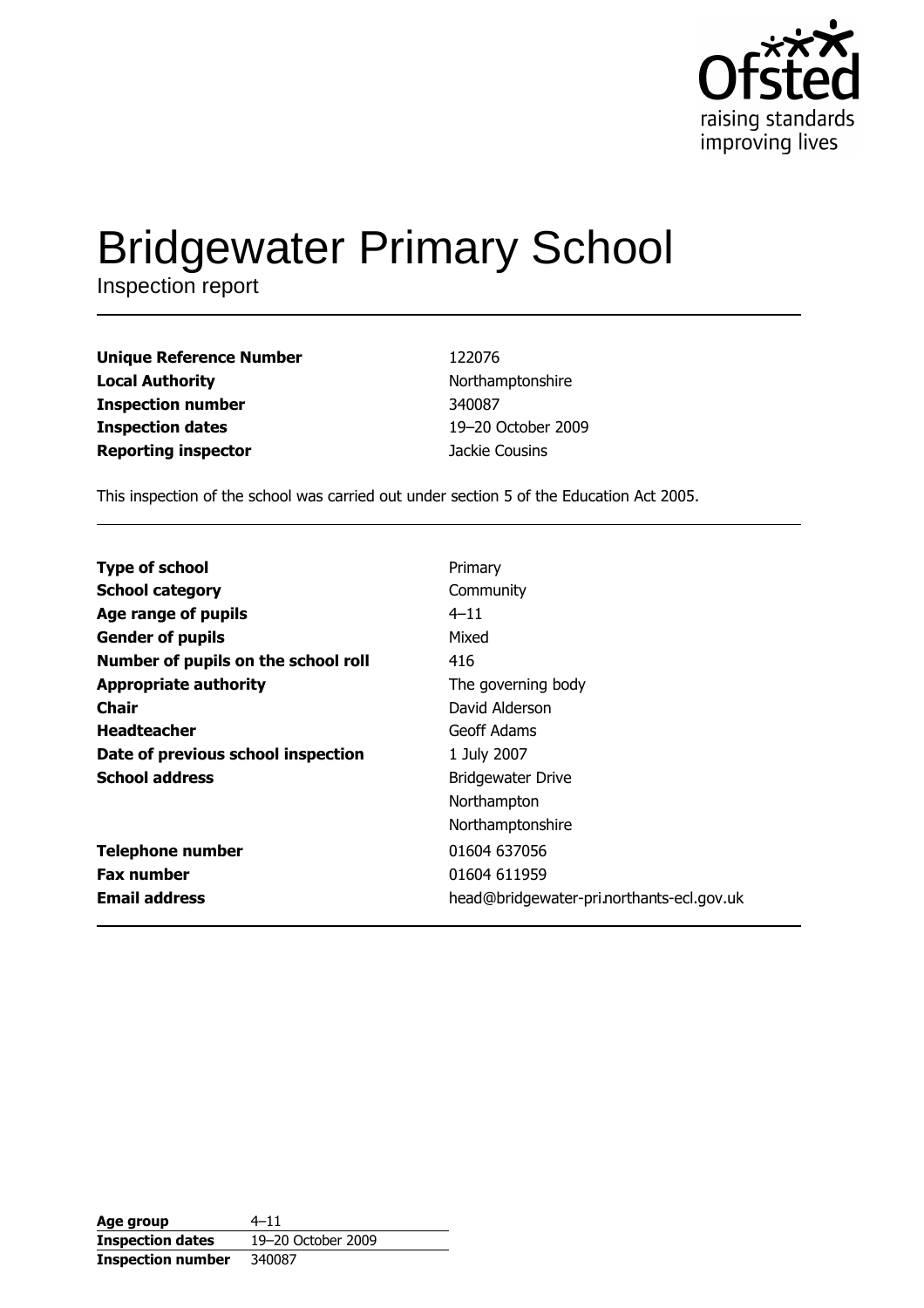Ofsted
raising standards
improving lives

# Bridgewater Primary School

Inspection report

| | |
|---|---|
| **Unique Reference Number** | 122076 |
| **Local Authority** | Northamptonshire |
| **Inspection number** | 340087 |
| **Inspection dates** | 19–20 October 2009 |
| **Reporting inspector** | Jackie Cousins |

This inspection of the school was carried out under section 5 of the Education Act 2005.

| | |
|---|---|
| **Type of school** | Primary |
| **School category** | Community |
| **Age range of pupils** | 4–11 |
| **Gender of pupils** | Mixed |
| **Number of pupils on the school roll** | 416 |
| **Appropriate authority** | The governing body |
| **Chair** | David Alderson |
| **Headteacher** | Geoff Adams |
| **Date of previous school inspection** | 1 July 2007 |
| **School address** | Bridgewater Drive<br>Northampton<br>Northamptonshire |
| **Telephone number** | 01604 637056 |
| **Fax number** | 01604 611959 |
| **Email address** | head@bridgewater-pri.northants-ecl.gov.uk |

| | |
|---|---|
| **Age group** | 4–11 |
| **Inspection dates** | 19–20 October 2009 |
| **Inspection number** | 340087 |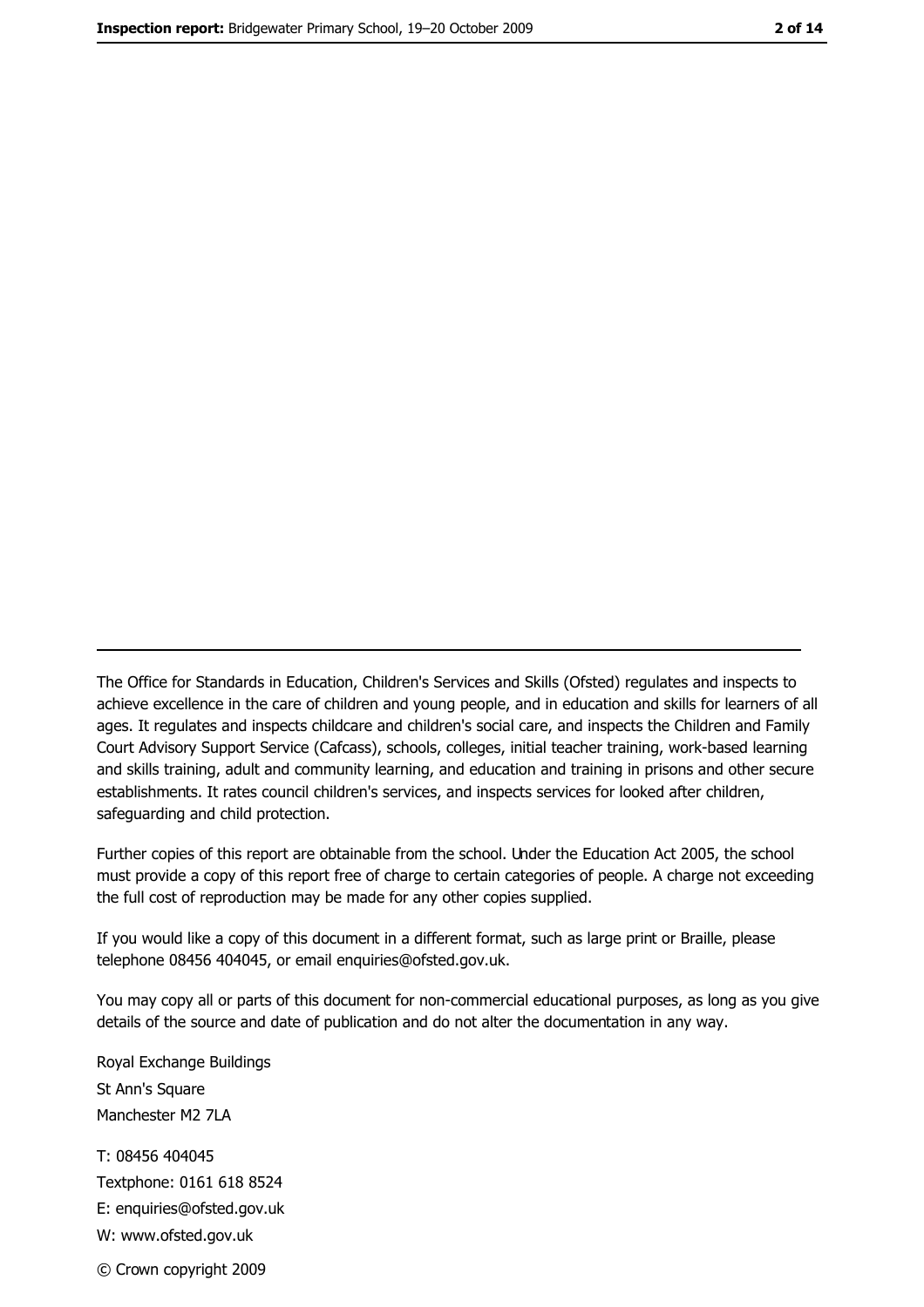The Office for Standards in Education, Children's Services and Skills (Ofsted) regulates and inspects to achieve excellence in the care of children and young people, and in education and skills for learners of all ages. It regulates and inspects childcare and children's social care, and inspects the Children and Family Court Advisory Support Service (Cafcass), schools, colleges, initial teacher training, work-based learning and skills training, adult and community learning, and education and training in prisons and other secure establishments. It rates council children's services, and inspects services for looked after children, safeguarding and child protection.

Further copies of this report are obtainable from the school. Under the Education Act 2005, the school must provide a copy of this report free of charge to certain categories of people. A charge not exceeding the full cost of reproduction may be made for any other copies supplied.

If you would like a copy of this document in a different format, such as large print or Braille, please telephone 08456 404045, or email enquiries@ofsted.gov.uk.

You may copy all or parts of this document for non-commercial educational purposes, as long as you give details of the source and date of publication and do not alter the documentation in any way.

Royal Exchange Buildings
St Ann's Square
Manchester M2 7LA

T: 08456 404045
Textphone: 0161 618 8524
E: enquiries@ofsted.gov.uk
W: www.ofsted.gov.uk

© Crown copyright 2009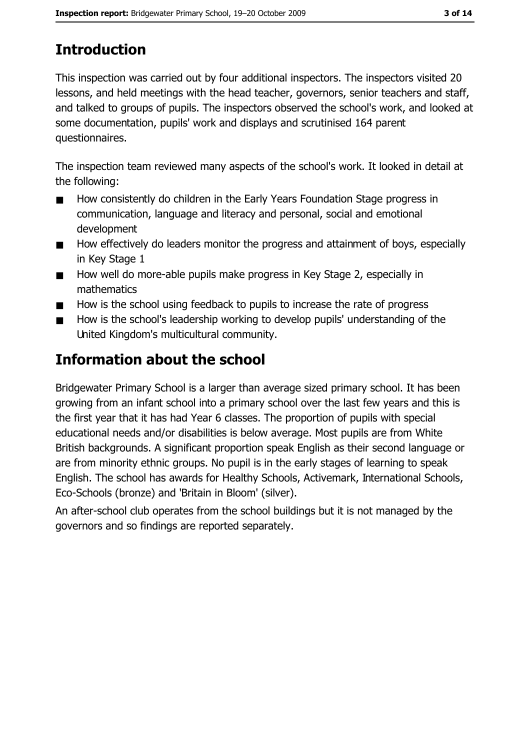# Introduction

This inspection was carried out by four additional inspectors. The inspectors visited 20 lessons, and held meetings with the head teacher, governors, senior teachers and staff, and talked to groups of pupils. The inspectors observed the school's work, and looked at some documentation, pupils' work and displays and scrutinised 164 parent questionnaires.

The inspection team reviewed many aspects of the school's work. It looked in detail at the following:

- How consistently do children in the Early Years Foundation Stage progress in communication, language and literacy and personal, social and emotional development
- How effectively do leaders monitor the progress and attainment of boys, especially in Key Stage 1
- How well do more-able pupils make progress in Key Stage 2, especially in mathematics
- How is the school using feedback to pupils to increase the rate of progress
- How is the school's leadership working to develop pupils' understanding of the United Kingdom's multicultural community.

# Information about the school

Bridgewater Primary School is a larger than average sized primary school. It has been growing from an infant school into a primary school over the last few years and this is the first year that it has had Year 6 classes. The proportion of pupils with special educational needs and/or disabilities is below average. Most pupils are from White British backgrounds. A significant proportion speak English as their second language or are from minority ethnic groups. No pupil is in the early stages of learning to speak English. The school has awards for Healthy Schools, Activemark, International Schools, Eco-Schools (bronze) and 'Britain in Bloom' (silver).

An after-school club operates from the school buildings but it is not managed by the governors and so findings are reported separately.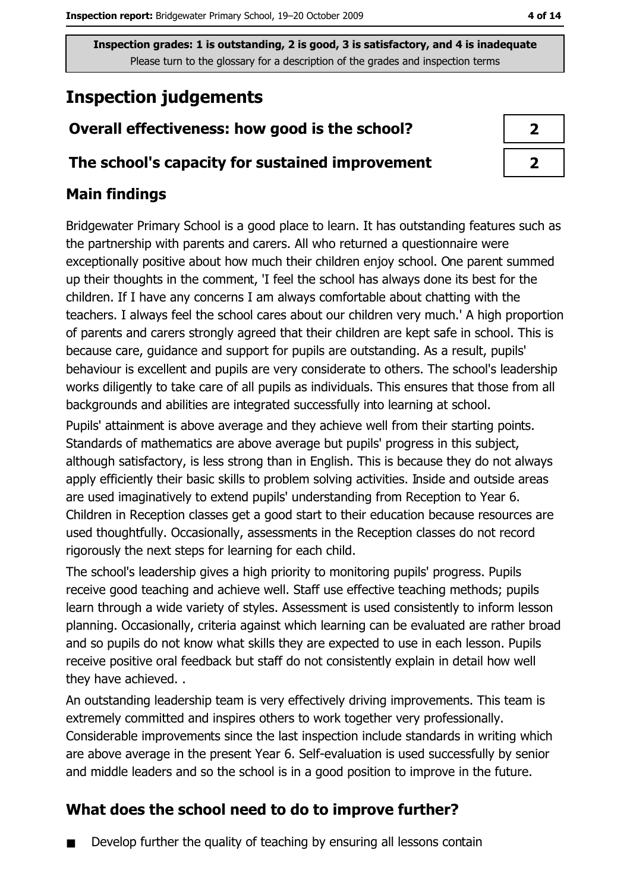Inspection grades: 1 is outstanding, 2 is good, 3 is satisfactory, and 4 is inadequate
Please turn to the glossary for a description of the grades and inspection terms

# Inspection judgements

| | |
|---|---|
| **Overall effectiveness: how good is the school?** | 2 |
| **The school's capacity for sustained improvement** | 2 |

## Main findings

Bridgewater Primary School is a good place to learn. It has outstanding features such as the partnership with parents and carers. All who returned a questionnaire were exceptionally positive about how much their children enjoy school. One parent summed up their thoughts in the comment, 'I feel the school has always done its best for the children. If I have any concerns I am always comfortable about chatting with the teachers. I always feel the school cares about our children very much.' A high proportion of parents and carers strongly agreed that their children are kept safe in school. This is because care, guidance and support for pupils are outstanding. As a result, pupils' behaviour is excellent and pupils are very considerate to others. The school's leadership works diligently to take care of all pupils as individuals. This ensures that those from all backgrounds and abilities are integrated successfully into learning at school.

Pupils' attainment is above average and they achieve well from their starting points. Standards of mathematics are above average but pupils' progress in this subject, although satisfactory, is less strong than in English. This is because they do not always apply efficiently their basic skills to problem solving activities. Inside and outside areas are used imaginatively to extend pupils' understanding from Reception to Year 6. Children in Reception classes get a good start to their education because resources are used thoughtfully. Occasionally, assessments in the Reception classes do not record rigorously the next steps for learning for each child.

The school's leadership gives a high priority to monitoring pupils' progress. Pupils receive good teaching and achieve well. Staff use effective teaching methods; pupils learn through a wide variety of styles. Assessment is used consistently to inform lesson planning. Occasionally, criteria against which learning can be evaluated are rather broad and so pupils do not know what skills they are expected to use in each lesson. Pupils receive positive oral feedback but staff do not consistently explain in detail how well they have achieved. .

An outstanding leadership team is very effectively driving improvements. This team is extremely committed and inspires others to work together very professionally. Considerable improvements since the last inspection include standards in writing which are above average in the present Year 6. Self-evaluation is used successfully by senior and middle leaders and so the school is in a good position to improve in the future.

## What does the school need to do to improve further?

- Develop further the quality of teaching by ensuring all lessons contain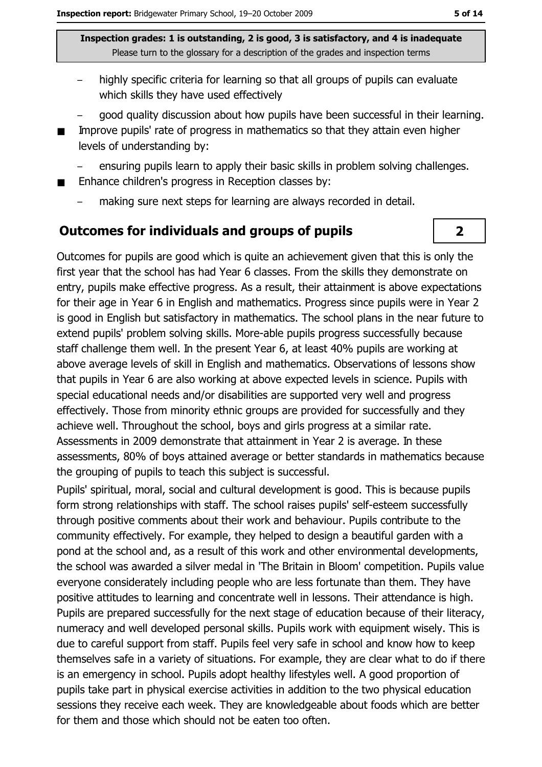Inspection grades: 1 is outstanding, 2 is good, 3 is satisfactory, and 4 is inadequate
Please turn to the glossary for a description of the grades and inspection terms

  - highly specific criteria for learning so that all groups of pupils can evaluate which skills they have used effectively
  - good quality discussion about how pupils have been successful in their learning.
- Improve pupils' rate of progress in mathematics so that they attain even higher levels of understanding by:
  - ensuring pupils learn to apply their basic skills in problem solving challenges.
- Enhance children's progress in Reception classes by:
  - making sure next steps for learning are always recorded in detail.

## Outcomes for individuals and groups of pupils

**2**

Outcomes for pupils are good which is quite an achievement given that this is only the first year that the school has had Year 6 classes. From the skills they demonstrate on entry, pupils make effective progress. As a result, their attainment is above expectations for their age in Year 6 in English and mathematics. Progress since pupils were in Year 2 is good in English but satisfactory in mathematics. The school plans in the near future to extend pupils' problem solving skills. More-able pupils progress successfully because staff challenge them well. In the present Year 6, at least 40% pupils are working at above average levels of skill in English and mathematics. Observations of lessons show that pupils in Year 6 are also working at above expected levels in science. Pupils with special educational needs and/or disabilities are supported very well and progress effectively. Those from minority ethnic groups are provided for successfully and they achieve well. Throughout the school, boys and girls progress at a similar rate. Assessments in 2009 demonstrate that attainment in Year 2 is average. In these assessments, 80% of boys attained average or better standards in mathematics because the grouping of pupils to teach this subject is successful.

Pupils' spiritual, moral, social and cultural development is good. This is because pupils form strong relationships with staff. The school raises pupils' self-esteem successfully through positive comments about their work and behaviour. Pupils contribute to the community effectively. For example, they helped to design a beautiful garden with a pond at the school and, as a result of this work and other environmental developments, the school was awarded a silver medal in 'The Britain in Bloom' competition. Pupils value everyone considerately including people who are less fortunate than them. They have positive attitudes to learning and concentrate well in lessons. Their attendance is high. Pupils are prepared successfully for the next stage of education because of their literacy, numeracy and well developed personal skills. Pupils work with equipment wisely. This is due to careful support from staff. Pupils feel very safe in school and know how to keep themselves safe in a variety of situations. For example, they are clear what to do if there is an emergency in school. Pupils adopt healthy lifestyles well. A good proportion of pupils take part in physical exercise activities in addition to the two physical education sessions they receive each week. They are knowledgeable about foods which are better for them and those which should not be eaten too often.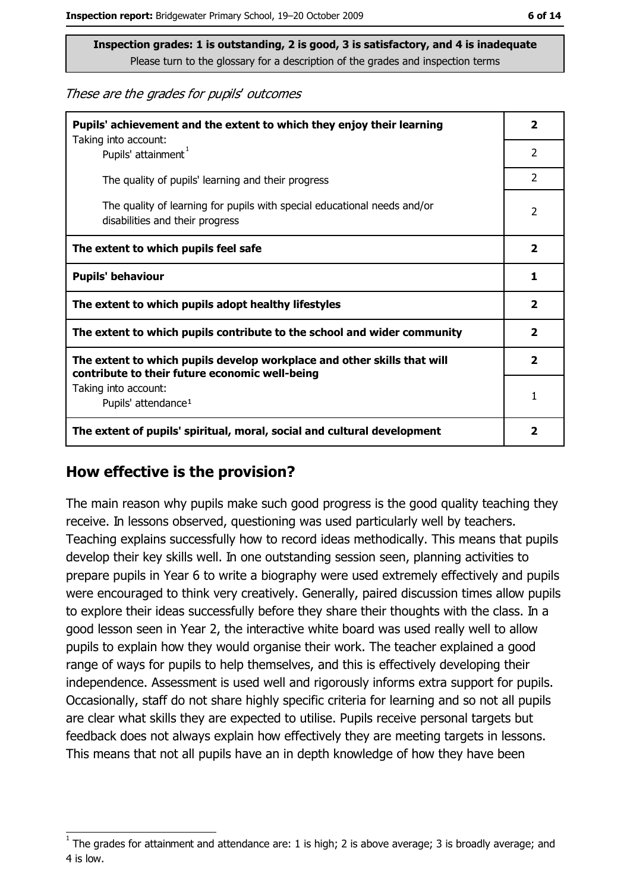**Inspection grades: 1 is outstanding, 2 is good, 3 is satisfactory, and 4 is inadequate**
Please turn to the glossary for a description of the grades and inspection terms

*These are the grades for pupils' outcomes*

| | |
|---|---|
| **Pupils' achievement and the extent to which they enjoy their learning** | **2** |
| Taking into account: Pupils' attainment[1] | 2 |
| The quality of pupils' learning and their progress | 2 |
| The quality of learning for pupils with special educational needs and/or disabilities and their progress | 2 |
| **The extent to which pupils feel safe** | **2** |
| **Pupils' behaviour** | **1** |
| **The extent to which pupils adopt healthy lifestyles** | **2** |
| **The extent to which pupils contribute to the school and wider community** | **2** |
| **The extent to which pupils develop workplace and other skills that will contribute to their future economic well-being** | **2** |
| Taking into account: Pupils' attendance[1] | 1 |
| **The extent of pupils' spiritual, moral, social and cultural development** | **2** |

## How effective is the provision?

The main reason why pupils make such good progress is the good quality teaching they receive. In lessons observed, questioning was used particularly well by teachers. Teaching explains successfully how to record ideas methodically. This means that pupils develop their key skills well. In one outstanding session seen, planning activities to prepare pupils in Year 6 to write a biography were used extremely effectively and pupils were encouraged to think very creatively. Generally, paired discussion times allow pupils to explore their ideas successfully before they share their thoughts with the class. In a good lesson seen in Year 2, the interactive white board was used really well to allow pupils to explain how they would organise their work. The teacher explained a good range of ways for pupils to help themselves, and this is effectively developing their independence. Assessment is used well and rigorously informs extra support for pupils. Occasionally, staff do not share highly specific criteria for learning and so not all pupils are clear what skills they are expected to utilise. Pupils receive personal targets but feedback does not always explain how effectively they are meeting targets in lessons. This means that not all pupils have an in depth knowledge of how they have been

[1] The grades for attainment and attendance are: 1 is high; 2 is above average; 3 is broadly average; and 4 is low.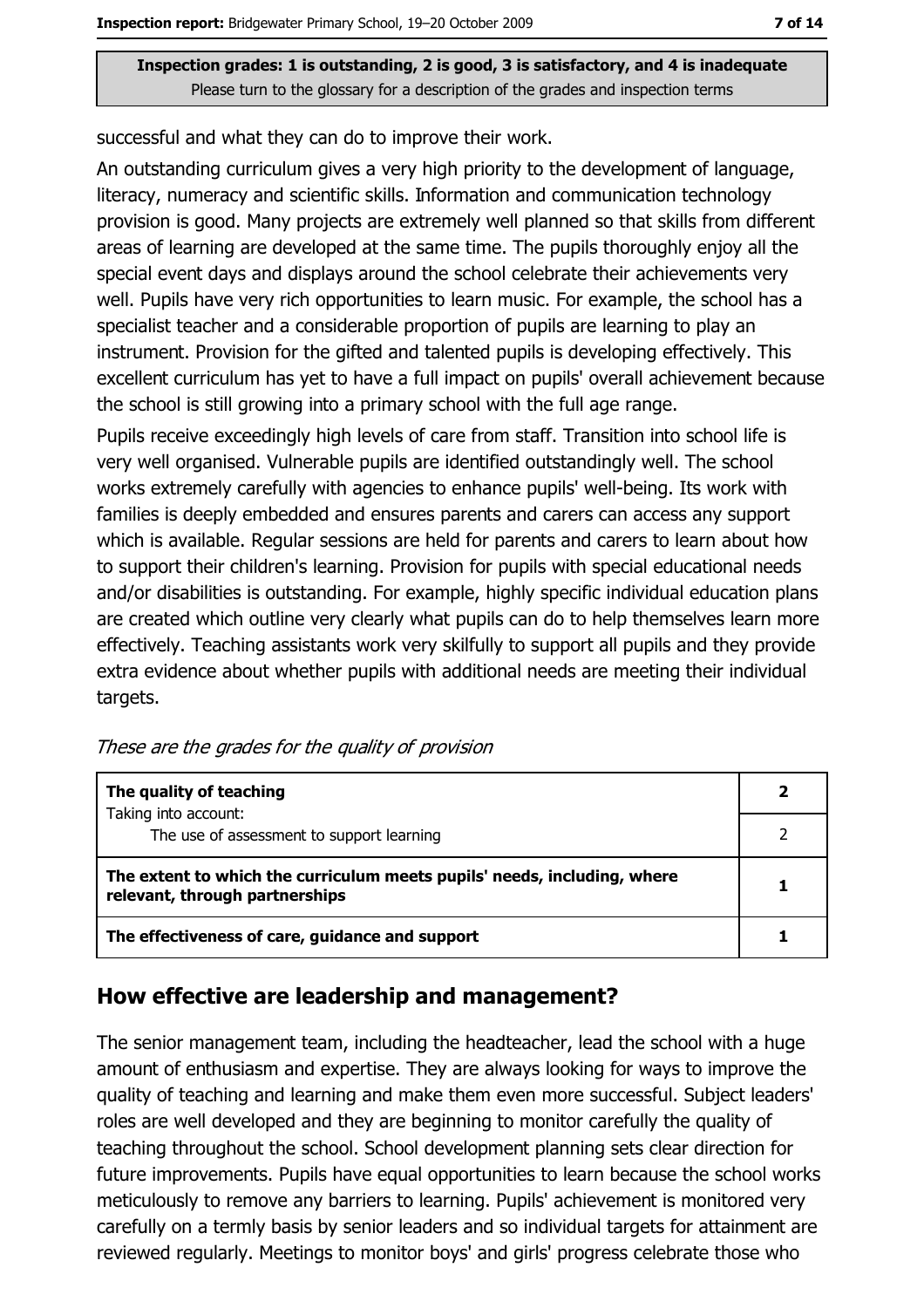Inspection grades: 1 is outstanding, 2 is good, 3 is satisfactory, and 4 is inadequate
Please turn to the glossary for a description of the grades and inspection terms

successful and what they can do to improve their work.

An outstanding curriculum gives a very high priority to the development of language, literacy, numeracy and scientific skills. Information and communication technology provision is good. Many projects are extremely well planned so that skills from different areas of learning are developed at the same time. The pupils thoroughly enjoy all the special event days and displays around the school celebrate their achievements very well. Pupils have very rich opportunities to learn music. For example, the school has a specialist teacher and a considerable proportion of pupils are learning to play an instrument. Provision for the gifted and talented pupils is developing effectively. This excellent curriculum has yet to have a full impact on pupils' overall achievement because the school is still growing into a primary school with the full age range.

Pupils receive exceedingly high levels of care from staff. Transition into school life is very well organised. Vulnerable pupils are identified outstandingly well. The school works extremely carefully with agencies to enhance pupils' well-being. Its work with families is deeply embedded and ensures parents and carers can access any support which is available. Regular sessions are held for parents and carers to learn about how to support their children's learning. Provision for pupils with special educational needs and/or disabilities is outstanding. For example, highly specific individual education plans are created which outline very clearly what pupils can do to help themselves learn more effectively. Teaching assistants work very skilfully to support all pupils and they provide extra evidence about whether pupils with additional needs are meeting their individual targets.

*These are the grades for the quality of provision*

| | |
|---|---|
| **The quality of teaching**<br>Taking into account: | **2** |
| The use of assessment to support learning | 2 |
| **The extent to which the curriculum meets pupils' needs, including, where relevant, through partnerships** | **1** |
| **The effectiveness of care, guidance and support** | **1** |

## How effective are leadership and management?

The senior management team, including the headteacher, lead the school with a huge amount of enthusiasm and expertise. They are always looking for ways to improve the quality of teaching and learning and make them even more successful. Subject leaders' roles are well developed and they are beginning to monitor carefully the quality of teaching throughout the school. School development planning sets clear direction for future improvements. Pupils have equal opportunities to learn because the school works meticulously to remove any barriers to learning. Pupils' achievement is monitored very carefully on a termly basis by senior leaders and so individual targets for attainment are reviewed regularly. Meetings to monitor boys' and girls' progress celebrate those who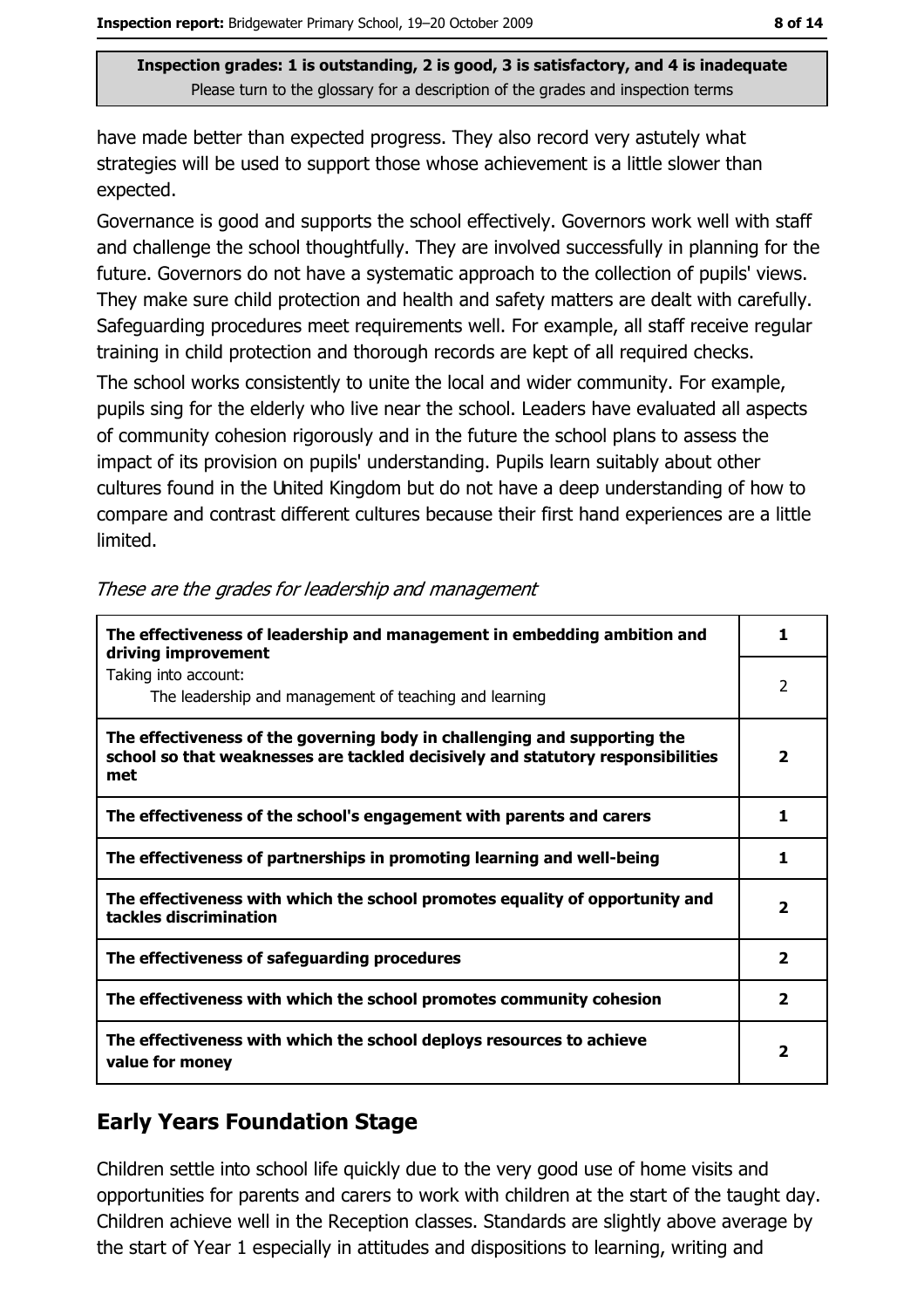Inspection grades: 1 is outstanding, 2 is good, 3 is satisfactory, and 4 is inadequate
Please turn to the glossary for a description of the grades and inspection terms

have made better than expected progress. They also record very astutely what strategies will be used to support those whose achievement is a little slower than expected.

Governance is good and supports the school effectively. Governors work well with staff and challenge the school thoughtfully. They are involved successfully in planning for the future. Governors do not have a systematic approach to the collection of pupils' views. They make sure child protection and health and safety matters are dealt with carefully. Safeguarding procedures meet requirements well. For example, all staff receive regular training in child protection and thorough records are kept of all required checks.

The school works consistently to unite the local and wider community. For example, pupils sing for the elderly who live near the school. Leaders have evaluated all aspects of community cohesion rigorously and in the future the school plans to assess the impact of its provision on pupils' understanding. Pupils learn suitably about other cultures found in the United Kingdom but do not have a deep understanding of how to compare and contrast different cultures because their first hand experiences are a little limited.

*These are the grades for leadership and management*

| | |
|---|---|
| **The effectiveness of leadership and management in embedding ambition and driving improvement** | **1** |
| Taking into account: The leadership and management of teaching and learning | 2 |
| **The effectiveness of the governing body in challenging and supporting the school so that weaknesses are tackled decisively and statutory responsibilities met** | **2** |
| **The effectiveness of the school's engagement with parents and carers** | **1** |
| **The effectiveness of partnerships in promoting learning and well-being** | **1** |
| **The effectiveness with which the school promotes equality of opportunity and tackles discrimination** | **2** |
| **The effectiveness of safeguarding procedures** | **2** |
| **The effectiveness with which the school promotes community cohesion** | **2** |
| **The effectiveness with which the school deploys resources to achieve value for money** | **2** |

## Early Years Foundation Stage

Children settle into school life quickly due to the very good use of home visits and opportunities for parents and carers to work with children at the start of the taught day. Children achieve well in the Reception classes. Standards are slightly above average by the start of Year 1 especially in attitudes and dispositions to learning, writing and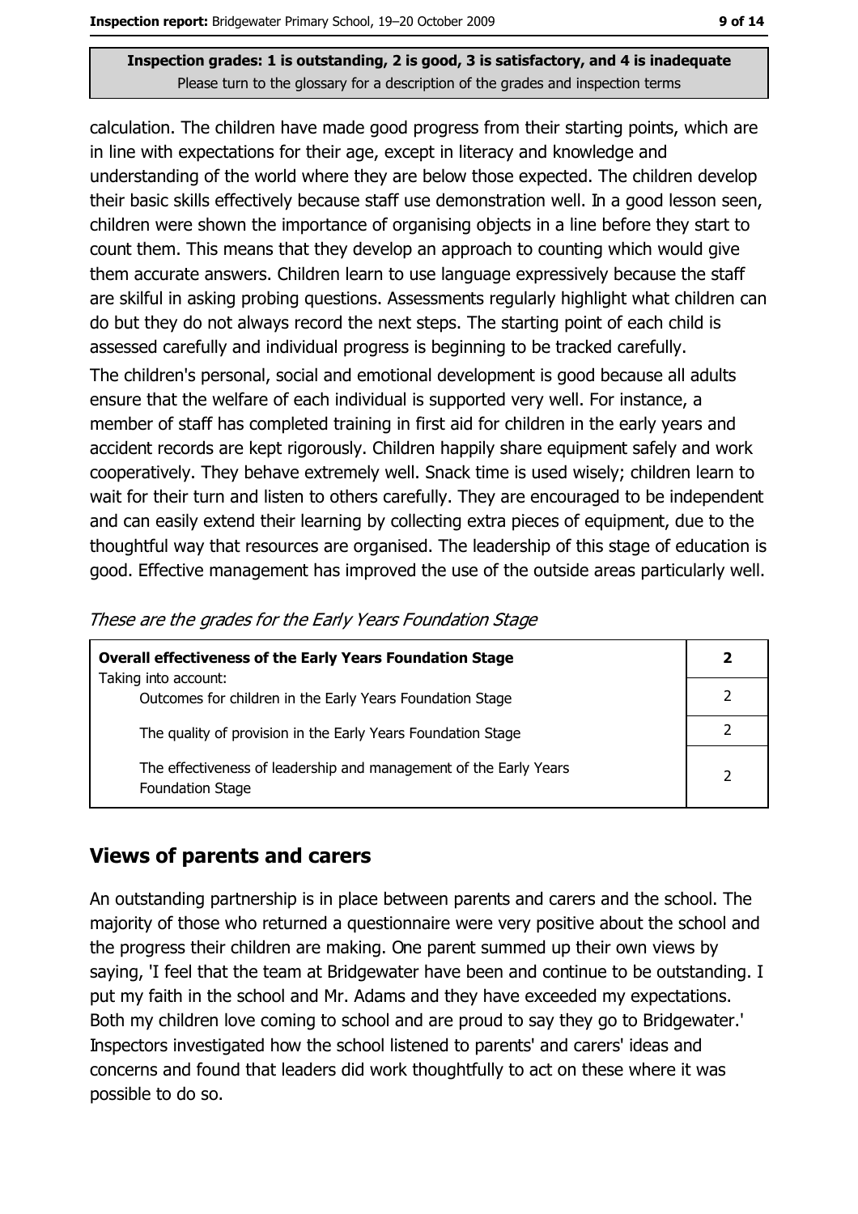calculation. The children have made good progress from their starting points, which are in line with expectations for their age, except in literacy and knowledge and understanding of the world where they are below those expected. The children develop their basic skills effectively because staff use demonstration well. In a good lesson seen, children were shown the importance of organising objects in a line before they start to count them. This means that they develop an approach to counting which would give them accurate answers. Children learn to use language expressively because the staff are skilful in asking probing questions. Assessments regularly highlight what children can do but they do not always record the next steps. The starting point of each child is assessed carefully and individual progress is beginning to be tracked carefully.

The children's personal, social and emotional development is good because all adults ensure that the welfare of each individual is supported very well. For instance, a member of staff has completed training in first aid for children in the early years and accident records are kept rigorously. Children happily share equipment safely and work cooperatively. They behave extremely well. Snack time is used wisely; children learn to wait for their turn and listen to others carefully. They are encouraged to be independent and can easily extend their learning by collecting extra pieces of equipment, due to the thoughtful way that resources are organised. The leadership of this stage of education is good. Effective management has improved the use of the outside areas particularly well.

*These are the grades for the Early Years Foundation Stage*

| | |
|---|---|
| **Overall effectiveness of the Early Years Foundation Stage**<br>Taking into account: | **2** |
| Outcomes for children in the Early Years Foundation Stage | 2 |
| The quality of provision in the Early Years Foundation Stage | 2 |
| The effectiveness of leadership and management of the Early Years Foundation Stage | 2 |

## Views of parents and carers

An outstanding partnership is in place between parents and carers and the school. The majority of those who returned a questionnaire were very positive about the school and the progress their children are making. One parent summed up their own views by saying, 'I feel that the team at Bridgewater have been and continue to be outstanding. I put my faith in the school and Mr. Adams and they have exceeded my expectations. Both my children love coming to school and are proud to say they go to Bridgewater.' Inspectors investigated how the school listened to parents' and carers' ideas and concerns and found that leaders did work thoughtfully to act on these where it was possible to do so.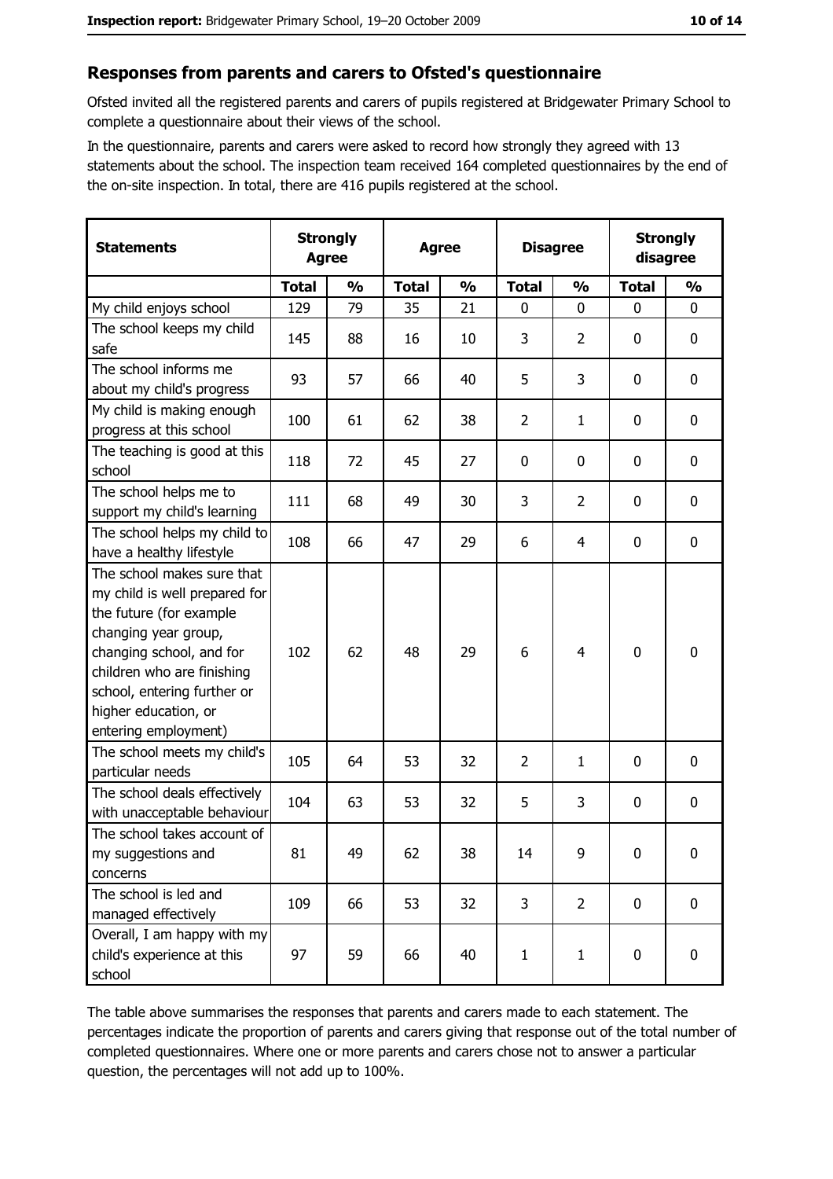## Responses from parents and carers to Ofsted's questionnaire

Ofsted invited all the registered parents and carers of pupils registered at Bridgewater Primary School to complete a questionnaire about their views of the school.

In the questionnaire, parents and carers were asked to record how strongly they agreed with 13 statements about the school. The inspection team received 164 completed questionnaires by the end of the on-site inspection. In total, there are 416 pupils registered at the school.

| Statements | Strongly Agree | | Agree | | Disagree | | Strongly disagree | |
|---|---|---|---|---|---|---|---|---|
| | **Total** | **%** | **Total** | **%** | **Total** | **%** | **Total** | **%** |
| My child enjoys school | 129 | 79 | 35 | 21 | 0 | 0 | 0 | 0 |
| The school keeps my child safe | 145 | 88 | 16 | 10 | 3 | 2 | 0 | 0 |
| The school informs me about my child's progress | 93 | 57 | 66 | 40 | 5 | 3 | 0 | 0 |
| My child is making enough progress at this school | 100 | 61 | 62 | 38 | 2 | 1 | 0 | 0 |
| The teaching is good at this school | 118 | 72 | 45 | 27 | 0 | 0 | 0 | 0 |
| The school helps me to support my child's learning | 111 | 68 | 49 | 30 | 3 | 2 | 0 | 0 |
| The school helps my child to have a healthy lifestyle | 108 | 66 | 47 | 29 | 6 | 4 | 0 | 0 |
| The school makes sure that my child is well prepared for the future (for example changing year group, changing school, and for children who are finishing school, entering further or higher education, or entering employment) | 102 | 62 | 48 | 29 | 6 | 4 | 0 | 0 |
| The school meets my child's particular needs | 105 | 64 | 53 | 32 | 2 | 1 | 0 | 0 |
| The school deals effectively with unacceptable behaviour | 104 | 63 | 53 | 32 | 5 | 3 | 0 | 0 |
| The school takes account of my suggestions and concerns | 81 | 49 | 62 | 38 | 14 | 9 | 0 | 0 |
| The school is led and managed effectively | 109 | 66 | 53 | 32 | 3 | 2 | 0 | 0 |
| Overall, I am happy with my child's experience at this school | 97 | 59 | 66 | 40 | 1 | 1 | 0 | 0 |

The table above summarises the responses that parents and carers made to each statement. The percentages indicate the proportion of parents and carers giving that response out of the total number of completed questionnaires. Where one or more parents and carers chose not to answer a particular question, the percentages will not add up to 100%.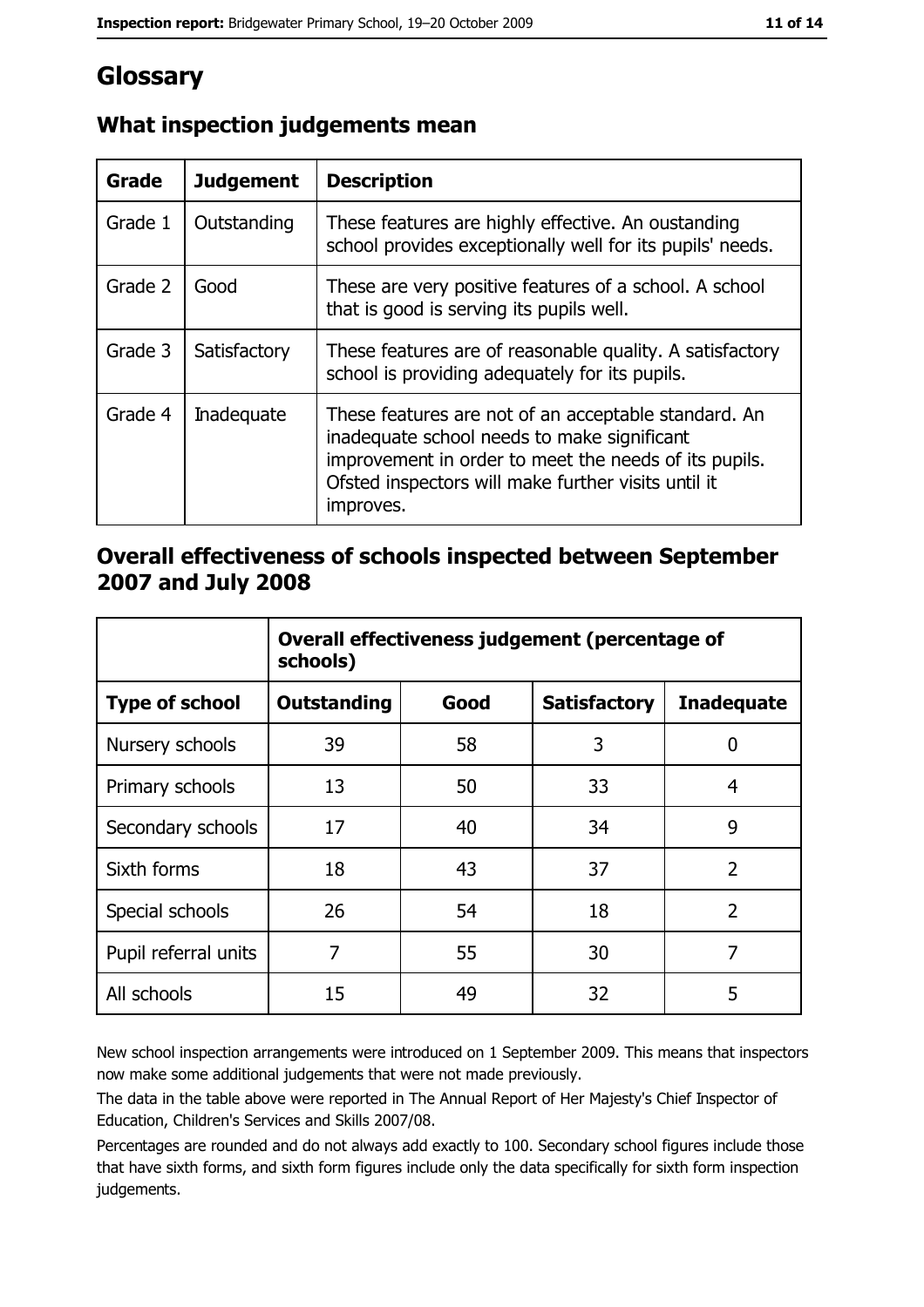# Glossary

## What inspection judgements mean

| Grade | Judgement | Description |
|---|---|---|
| Grade 1 | Outstanding | These features are highly effective. An oustanding school provides exceptionally well for its pupils' needs. |
| Grade 2 | Good | These are very positive features of a school. A school that is good is serving its pupils well. |
| Grade 3 | Satisfactory | These features are of reasonable quality. A satisfactory school is providing adequately for its pupils. |
| Grade 4 | Inadequate | These features are not of an acceptable standard. An inadequate school needs to make significant improvement in order to meet the needs of its pupils. Ofsted inspectors will make further visits until it improves. |

## Overall effectiveness of schools inspected between September 2007 and July 2008

| | Overall effectiveness judgement (percentage of schools) | | | |
|---|---|---|---|---|
| **Type of school** | **Outstanding** | **Good** | **Satisfactory** | **Inadequate** |
| Nursery schools | 39 | 58 | 3 | 0 |
| Primary schools | 13 | 50 | 33 | 4 |
| Secondary schools | 17 | 40 | 34 | 9 |
| Sixth forms | 18 | 43 | 37 | 2 |
| Special schools | 26 | 54 | 18 | 2 |
| Pupil referral units | 7 | 55 | 30 | 7 |
| All schools | 15 | 49 | 32 | 5 |

New school inspection arrangements were introduced on 1 September 2009. This means that inspectors now make some additional judgements that were not made previously.

The data in the table above were reported in The Annual Report of Her Majesty's Chief Inspector of Education, Children's Services and Skills 2007/08.

Percentages are rounded and do not always add exactly to 100. Secondary school figures include those that have sixth forms, and sixth form figures include only the data specifically for sixth form inspection judgements.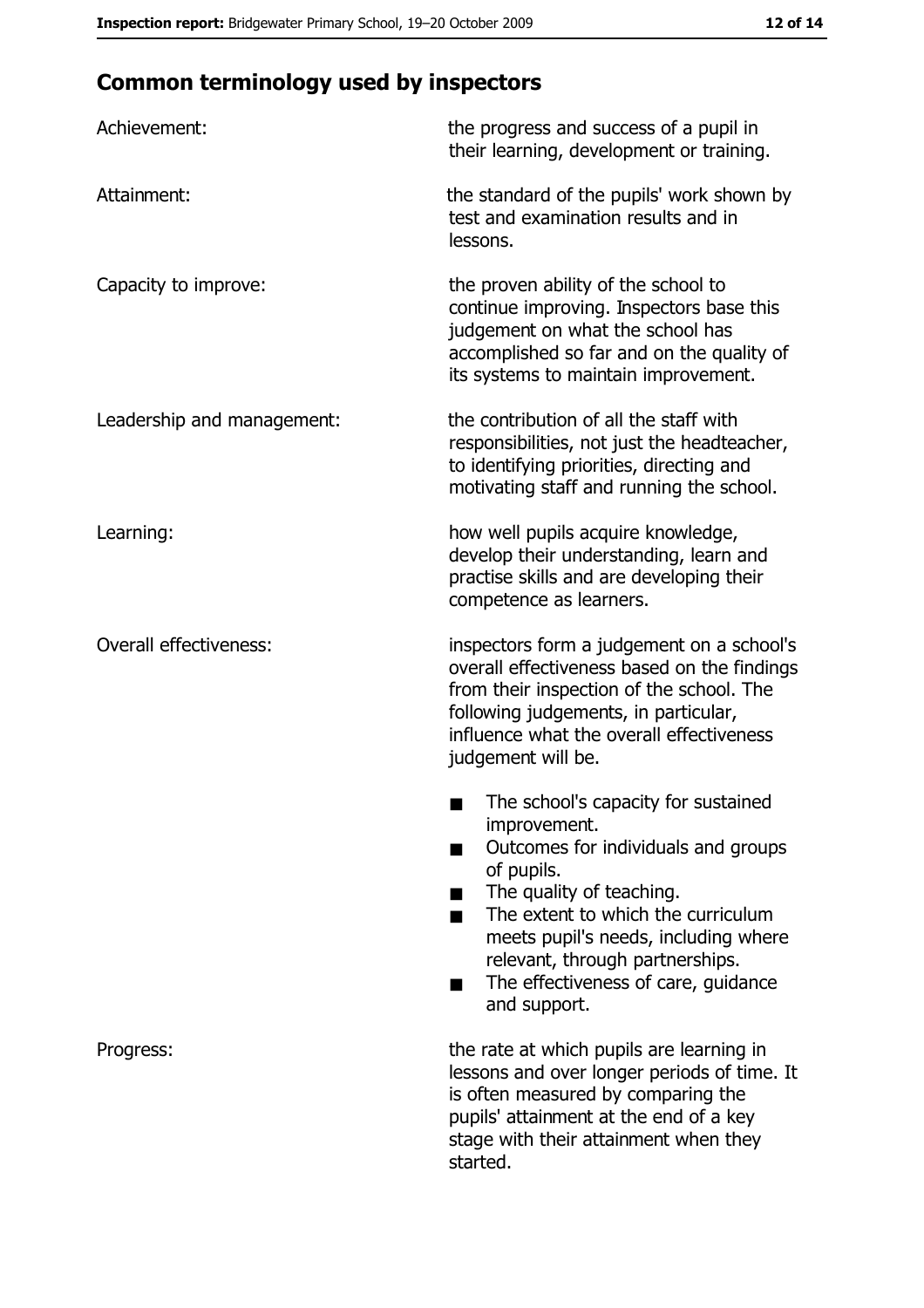## Common terminology used by inspectors

| | |
|---|---|
| Achievement: | the progress and success of a pupil in their learning, development or training. |
| Attainment: | the standard of the pupils' work shown by test and examination results and in lessons. |
| Capacity to improve: | the proven ability of the school to continue improving. Inspectors base this judgement on what the school has accomplished so far and on the quality of its systems to maintain improvement. |
| Leadership and management: | the contribution of all the staff with responsibilities, not just the headteacher, to identifying priorities, directing and motivating staff and running the school. |
| Learning: | how well pupils acquire knowledge, develop their understanding, learn and practise skills and are developing their competence as learners. |
| Overall effectiveness: | inspectors form a judgement on a school's overall effectiveness based on the findings from their inspection of the school. The following judgements, in particular, influence what the overall effectiveness judgement will be.<br>■ The school's capacity for sustained improvement.<br>■ Outcomes for individuals and groups of pupils.<br>■ The quality of teaching.<br>■ The extent to which the curriculum meets pupil's needs, including where relevant, through partnerships.<br>■ The effectiveness of care, guidance and support. |
| Progress: | the rate at which pupils are learning in lessons and over longer periods of time. It is often measured by comparing the pupils' attainment at the end of a key stage with their attainment when they started. |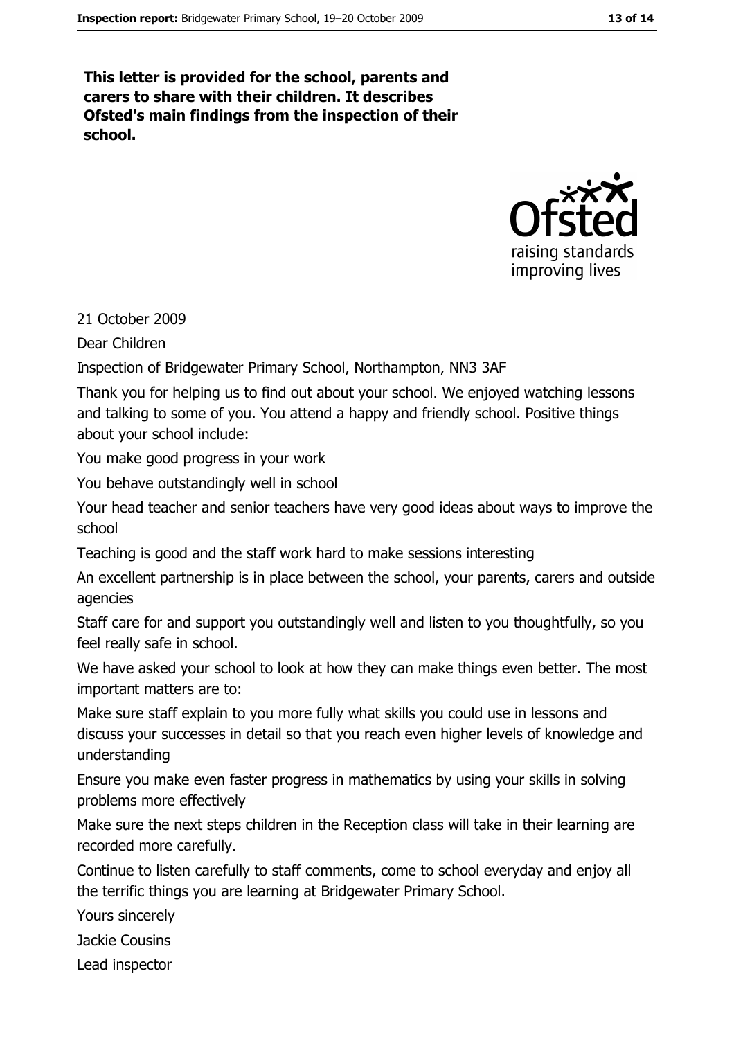**This letter is provided for the school, parents and carers to share with their children. It describes Ofsted's main findings from the inspection of their school.**

21 October 2009

Dear Children

Inspection of Bridgewater Primary School, Northampton, NN3 3AF

Thank you for helping us to find out about your school. We enjoyed watching lessons and talking to some of you. You attend a happy and friendly school. Positive things about your school include:

- You make good progress in your work
- You behave outstandingly well in school
- Your head teacher and senior teachers have very good ideas about ways to improve the school
- Teaching is good and the staff work hard to make sessions interesting
- An excellent partnership is in place between the school, your parents, carers and outside agencies
- Staff care for and support you outstandingly well and listen to you thoughtfully, so you feel really safe in school.

We have asked your school to look at how they can make things even better. The most important matters are to:

- Make sure staff explain to you more fully what skills you could use in lessons and discuss your successes in detail so that you reach even higher levels of knowledge and understanding
- Ensure you make even faster progress in mathematics by using your skills in solving problems more effectively
- Make sure the next steps children in the Reception class will take in their learning are recorded more carefully.

Continue to listen carefully to staff comments, come to school everyday and enjoy all the terrific things you are learning at Bridgewater Primary School.

Yours sincerely

Jackie Cousins

Lead inspector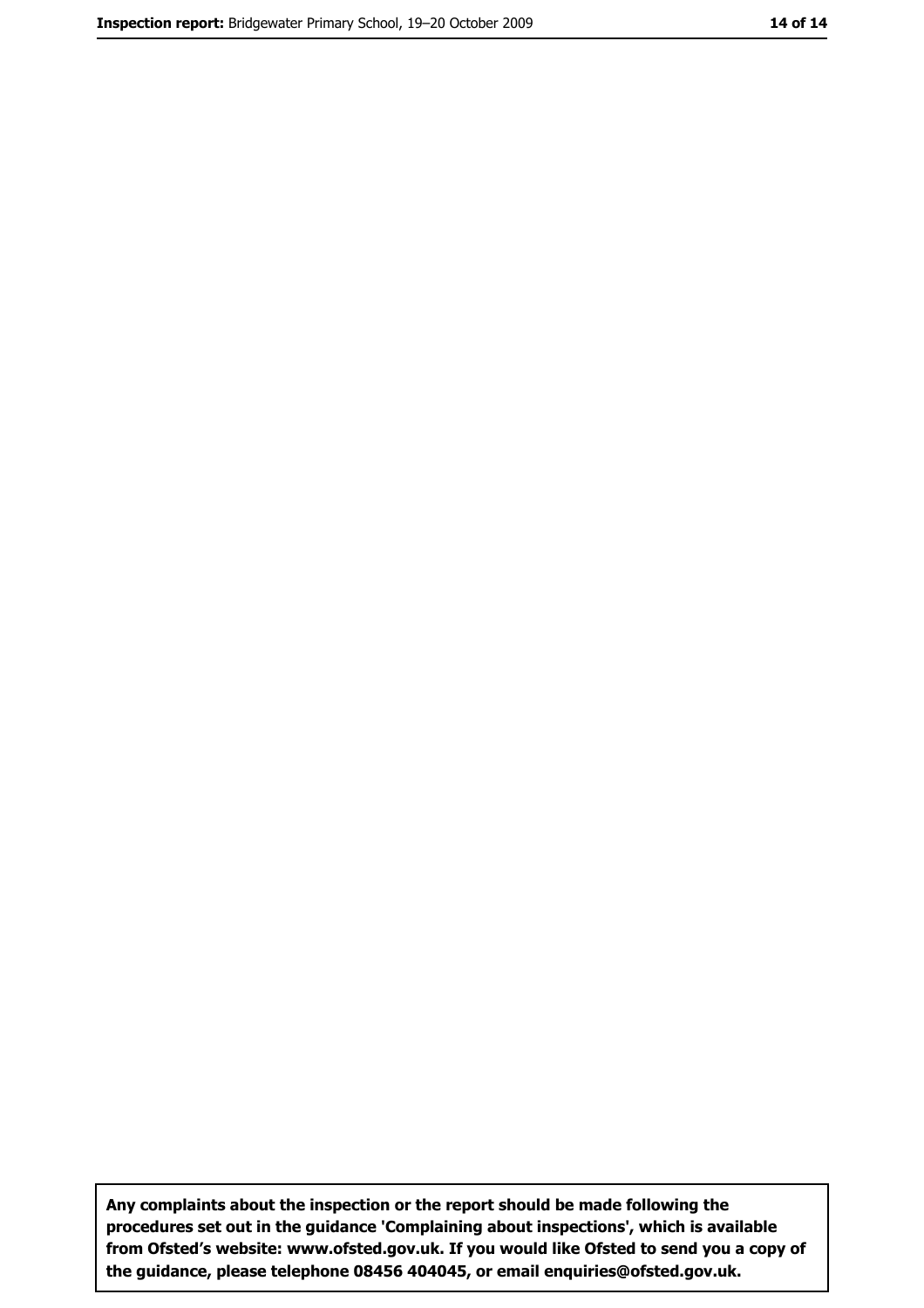**Any complaints about the inspection or the report should be made following the procedures set out in the guidance 'Complaining about inspections', which is available from Ofsted's website: www.ofsted.gov.uk. If you would like Ofsted to send you a copy of the guidance, please telephone 08456 404045, or email enquiries@ofsted.gov.uk.**